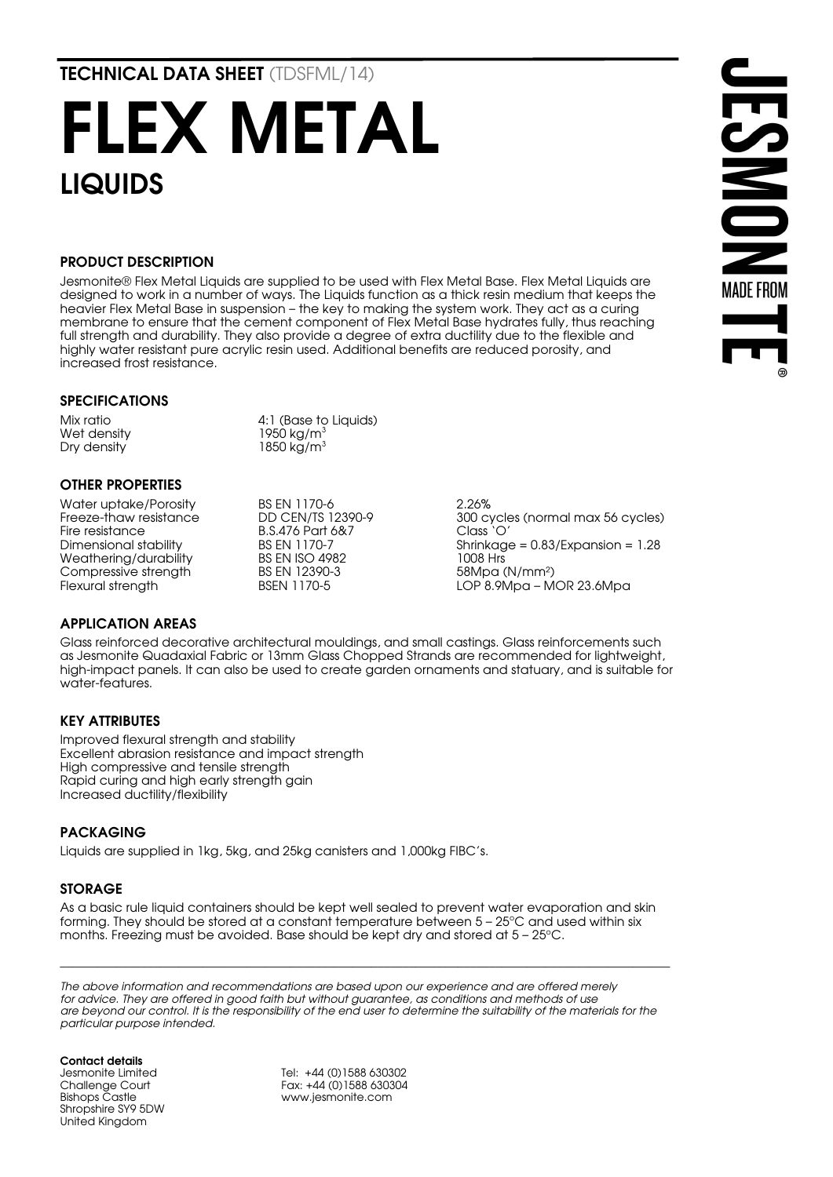**TECHNICAL DATA SHEET** (TDSFML/14)

# FLEX METAL

## LIQUIDS

### PRODUCT DESCRIPTION

Jesmonite® Flex Metal Liquids are supplied to be used with Flex Metal Base. Flex Metal Liquids are designed to work in a number of ways. The Liquids function as a thick resin medium that keeps the heavier Flex Metal Base in suspension – the key to making the system work. They act as a curing membrane to ensure that the cement component of Flex Metal Base hydrates fully, thus reaching full strength and durability. They also provide a degree of extra ductility due to the flexible and highly water resistant pure acrylic resin used. Additional benefits are reduced porosity, and increased frost resistance.

### SPECIFICATIONS

| | |
|---|---|
| Mix ratio | 4:1 (Base to Liquids) |
| Wet density | 1950 kg/m$^3$ |
| Dry density | 1850 kg/m$^3$ |

### OTHER PROPERTIES

| | | |
|---|---|---|
| Water uptake/Porosity | BS EN 1170-6 | 2.26% |
| Freeze-thaw resistance | DD CEN/TS 12390-9 | 300 cycles (normal max 56 cycles) |
| Fire resistance | B.S.476 Part 6&7 | Class 'O' |
| Dimensional stability | BS EN 1170-7 | Shrinkage = 0.83/Expansion = 1.28 |
| Weathering/durability | BS EN ISO 4982 | 1008 Hrs |
| Compressive strength | BS EN 12390-3 | 58Mpa (N/mm$^2$) |
| Flexural strength | BSEN 1170-5 | LOP 8.9Mpa – MOR 23.6Mpa |

### APPLICATION AREAS

Glass reinforced decorative architectural mouldings, and small castings. Glass reinforcements such as Jesmonite Quadaxial Fabric or 13mm Glass Chopped Strands are recommended for lightweight, high-impact panels. It can also be used to create garden ornaments and statuary, and is suitable for water-features.

### KEY ATTRIBUTES

Improved flexural strength and stability
Excellent abrasion resistance and impact strength
High compressive and tensile strength
Rapid curing and high early strength gain
Increased ductility/flexibility

### PACKAGING

Liquids are supplied in 1kg, 5kg, and 25kg canisters and 1,000kg FIBC's.

### STORAGE

As a basic rule liquid containers should be kept well sealed to prevent water evaporation and skin forming. They should be stored at a constant temperature between 5 – 25°C and used within six months. Freezing must be avoided. Base should be kept dry and stored at 5 – 25°C.

---

*The above information and recommendations are based upon our experience and are offered merely for advice. They are offered in good faith but without guarantee, as conditions and methods of use are beyond our control. It is the responsibility of the end user to determine the suitability of the materials for the particular purpose intended.*

**Contact details**
Jesmonite Limited
Challenge Court
Bishops Castle
Shropshire SY9 5DW
United Kingdom

Tel: +44 (0)1588 630302
Fax: +44 (0)1588 630304
www.jesmonite.com

JESMONITE® MADE FROM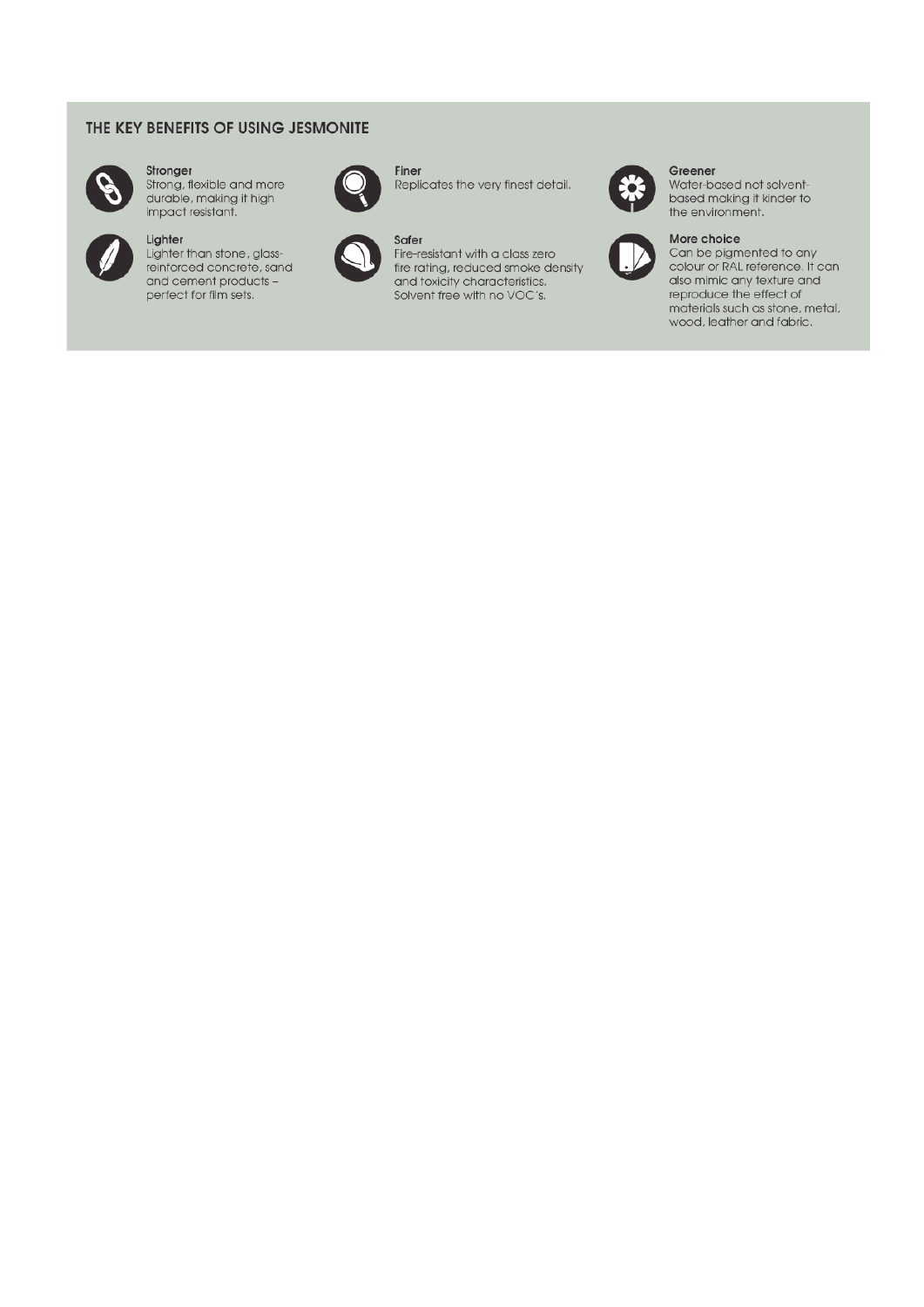## THE KEY BENEFITS OF USING JESMONITE

**Stronger**
Strong, flexible and more durable, making it high impact resistant.

**Lighter**
Lighter than stone, glass-reinforced concrete, sand and cement products – perfect for film sets.

**Finer**
Replicates the very finest detail.

**Safer**
Fire-resistant with a class zero fire rating, reduced smoke density and toxicity characteristics. Solvent free with no VOC's.

**Greener**
Water-based not solvent-based making it kinder to the environment.

**More choice**
Can be pigmented to any colour or RAL reference. It can also mimic any texture and reproduce the effect of materials such as stone, metal, wood, leather and fabric.